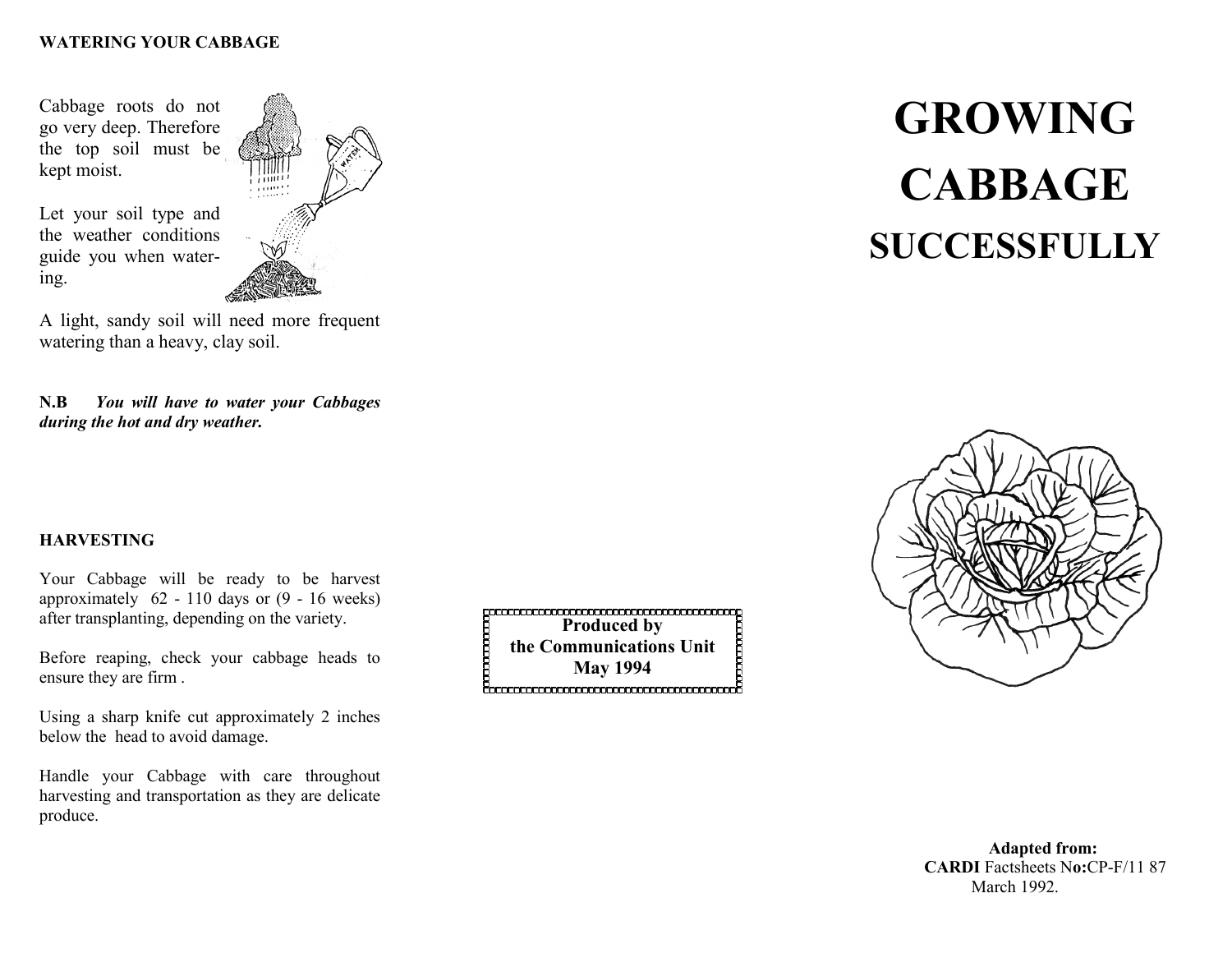## WATERING YOUR CABBAGE

Cabbage roots do not go very deep. Therefore the top soil must be kept moist.

Let your soil type and the weather conditions guide you when watering.

A light, sandy soil will need more frequent watering than a heavy, clay soil.

**N.B** ***You will have to water your Cabbages during the hot and dry weather.***

## HARVESTING

Your Cabbage will be ready to be harvest approximately 62 - 110 days or (9 - 16 weeks) after transplanting, depending on the variety.

Before reaping, check your cabbage heads to ensure they are firm .

Using a sharp knife cut approximately 2 inches below the head to avoid damage.

Handle your Cabbage with care throughout harvesting and transportation as they are delicate produce.

**Produced by**
**the Communications Unit**
**May 1994**

# GROWING CABBAGE SUCCESSFULLY

**Adapted from:**
**CARDI** Factsheets N**o:**CP-F/11 87
March 1992.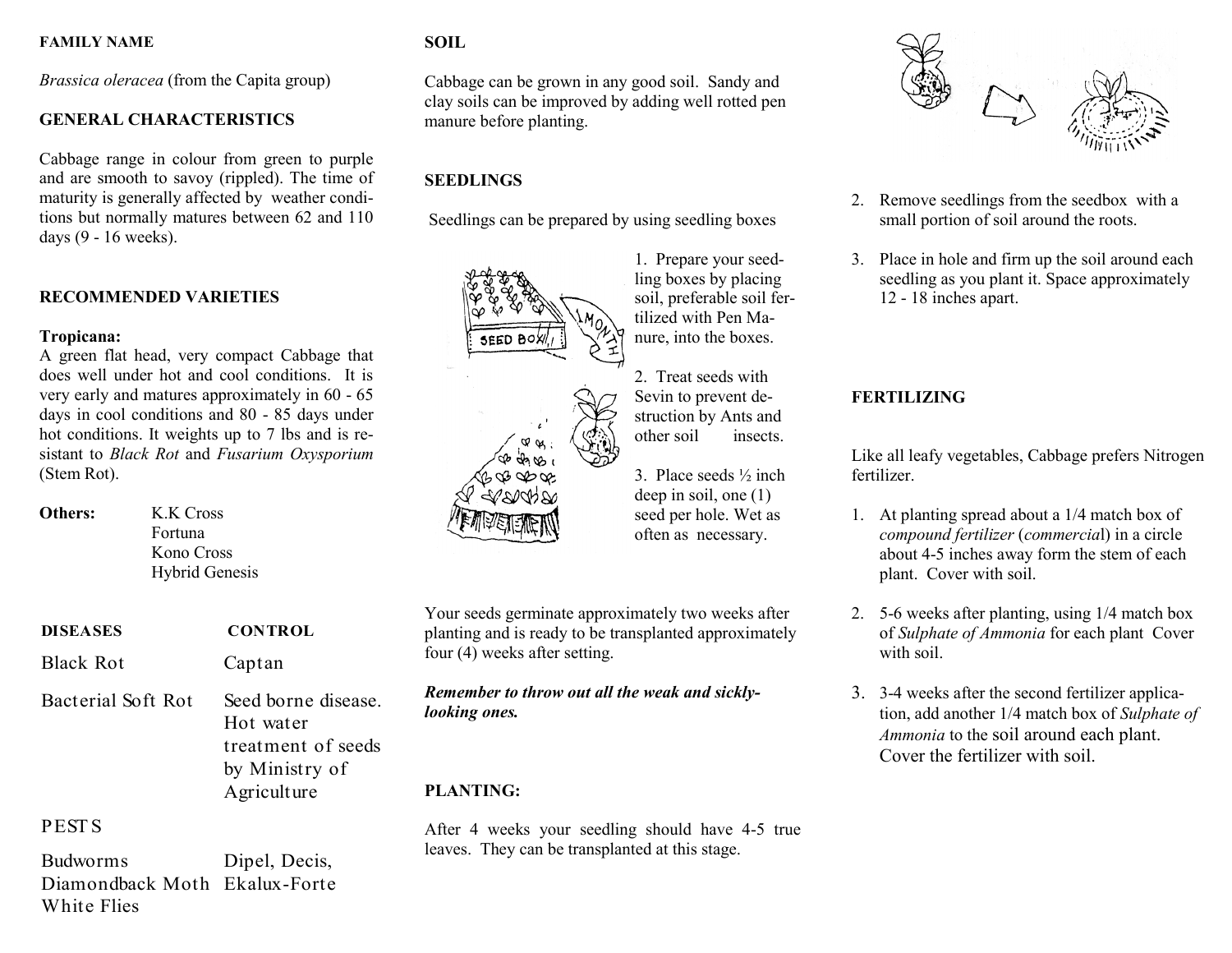**FAMILY NAME**

*Brassica oleracea* (from the Capita group)

**GENERAL CHARACTERISTICS**

Cabbage range in colour from green to purple and are smooth to savoy (rippled). The time of maturity is generally affected by weather conditions but normally matures between 62 and 110 days (9 - 16 weeks).

**RECOMMENDED VARIETIES**

**Tropicana:**
A green flat head, very compact Cabbage that does well under hot and cool conditions. It is very early and matures approximately in 60 - 65 days in cool conditions and 80 - 85 days under hot conditions. It weights up to 7 lbs and is resistant to *Black Rot* and *Fusarium Oxysporium* (Stem Rot).

**Others:** K.K Cross
Fortuna
Kono Cross
Hybrid Genesis

| **DISEASES** | **CONTROL** |
|---|---|
| Black Rot | Captan |
| Bacterial Soft Rot | Seed borne disease. Hot water treatment of seeds by Ministry of Agriculture |
| PESTS | |
| Budworms<br>Diamondback Moth<br>White Flies | Dipel, Decis, Ekalux-Forte |

**SOIL**

Cabbage can be grown in any good soil. Sandy and clay soils can be improved by adding well rotted pen manure before planting.

**SEEDLINGS**

Seedlings can be prepared by using seedling boxes

1. Prepare your seedling boxes by placing soil, preferable soil fertilized with Pen Manure, into the boxes.

2. Treat seeds with Sevin to prevent destruction by Ants and other soil insects.

3. Place seeds ½ inch deep in soil, one (1) seed per hole. Wet as often as necessary.

Your seeds germinate approximately two weeks after planting and is ready to be transplanted approximately four (4) weeks after setting.

***Remember to throw out all the weak and sickly-looking ones.***

**PLANTING:**

After 4 weeks your seedling should have 4-5 true leaves. They can be transplanted at this stage.

2. Remove seedlings from the seedbox with a small portion of soil around the roots.
3. Place in hole and firm up the soil around each seedling as you plant it. Space approximately 12 - 18 inches apart.

**FERTILIZING**

Like all leafy vegetables, Cabbage prefers Nitrogen fertilizer.

1. At planting spread about a 1/4 match box of *compound fertilizer* (*commercial*) in a circle about 4-5 inches away form the stem of each plant. Cover with soil.
2. 5-6 weeks after planting, using 1/4 match box of *Sulphate of Ammonia* for each plant Cover with soil.
3. 3-4 weeks after the second fertilizer application, add another 1/4 match box of *Sulphate of Ammonia* to the soil around each plant. Cover the fertilizer with soil.